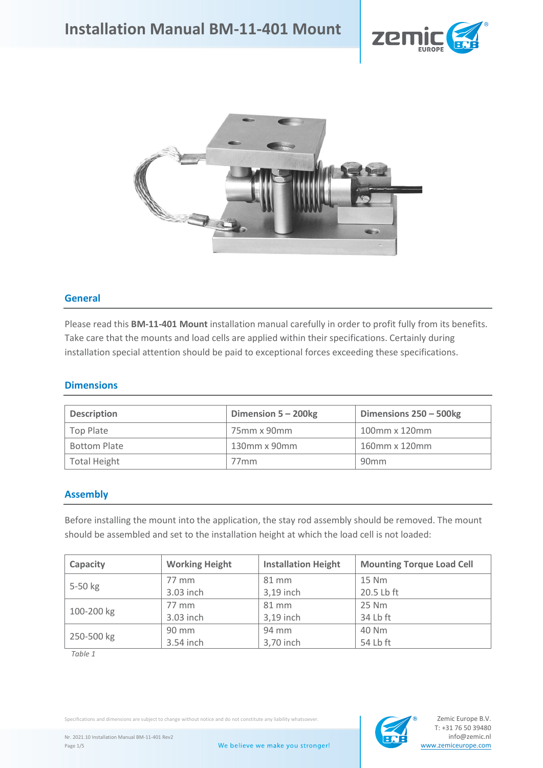# Installation Manual BM-11-401 Mount

## General

Please read this **BM-11-401 Mount** installation manual carefully in order to profit fully from its benefits. Take care that the mounts and load cells are applied within their specifications. Certainly during installation special attention should be paid to exceptional forces exceeding these specifications.

## Dimensions

| Description | Dimension 5 – 200kg | Dimensions 250 – 500kg |
|---|---|---|
| Top Plate | 75mm x 90mm | 100mm x 120mm |
| Bottom Plate | 130mm x 90mm | 160mm x 120mm |
| Total Height | 77mm | 90mm |

## Assembly

Before installing the mount into the application, the stay rod assembly should be removed. The mount should be assembled and set to the installation height at which the load cell is not loaded:

| Capacity | Working Height | Installation Height | Mounting Torque Load Cell |
|---|---|---|---|
| 5-50 kg | 77 mm<br>3.03 inch | 81 mm<br>3,19 inch | 15 Nm<br>20.5 Lb ft |
| 100-200 kg | 77 mm<br>3.03 inch | 81 mm<br>3,19 inch | 25 Nm<br>34 Lb ft |
| 250-500 kg | 90 mm<br>3.54 inch | 94 mm<br>3,70 inch | 40 Nm<br>54 Lb ft |

*Table 1*

Specifications and dimensions are subject to change without notice and do not constitute any liability whatsoever.

Nr. 2021.10 Installation Manual BM-11-401 Rev2

We believe we make you stronger!

Zemic Europe B.V.
T: +31 76 50 39480
info@zemic.nl
www.zemiceurope.com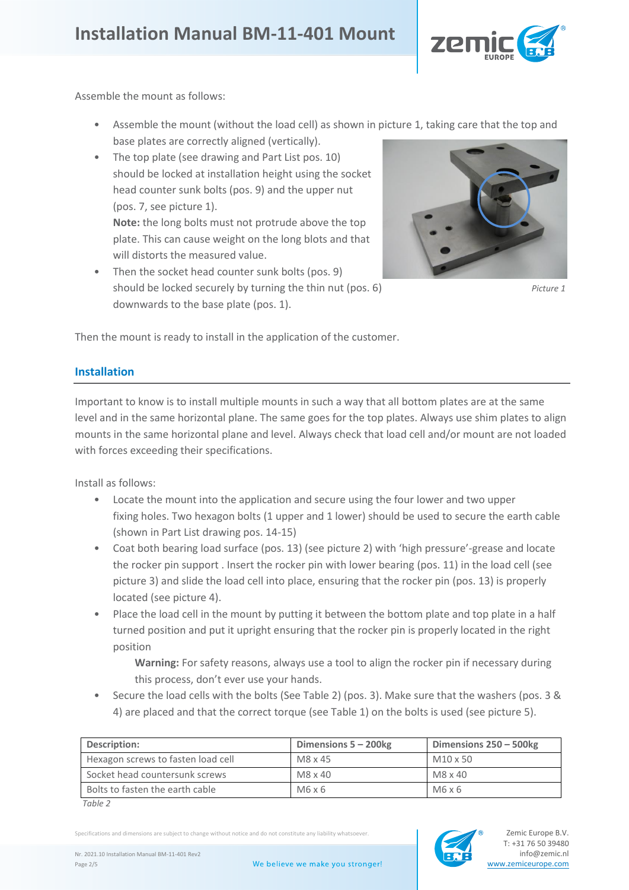Assemble the mount as follows:

- Assemble the mount (without the load cell) as shown in picture 1, taking care that the top and base plates are correctly aligned (vertically).
- The top plate (see drawing and Part List pos. 10) should be locked at installation height using the socket head counter sunk bolts (pos. 9) and the upper nut (pos. 7, see picture 1).
  **Note:** the long bolts must not protrude above the top plate. This can cause weight on the long blots and that will distorts the measured value.
- Then the socket head counter sunk bolts (pos. 9) should be locked securely by turning the thin nut (pos. 6) downwards to the base plate (pos. 1).

*Picture 1*

Then the mount is ready to install in the application of the customer.

## Installation

Important to know is to install multiple mounts in such a way that all bottom plates are at the same level and in the same horizontal plane. The same goes for the top plates. Always use shim plates to align mounts in the same horizontal plane and level. Always check that load cell and/or mount are not loaded with forces exceeding their specifications.

Install as follows:

- Locate the mount into the application and secure using the four lower and two upper fixing holes. Two hexagon bolts (1 upper and 1 lower) should be used to secure the earth cable (shown in Part List drawing pos. 14-15)
- Coat both bearing load surface (pos. 13) (see picture 2) with 'high pressure'-grease and locate the rocker pin support . Insert the rocker pin with lower bearing (pos. 11) in the load cell (see picture 3) and slide the load cell into place, ensuring that the rocker pin (pos. 13) is properly located (see picture 4).
- Place the load cell in the mount by putting it between the bottom plate and top plate in a half turned position and put it upright ensuring that the rocker pin is properly located in the right position

  **Warning:** For safety reasons, always use a tool to align the rocker pin if necessary during this process, don't ever use your hands.
- Secure the load cells with the bolts (See Table 2) (pos. 3). Make sure that the washers (pos. 3 & 4) are placed and that the correct torque (see Table 1) on the bolts is used (see picture 5).

| Description: | Dimensions 5 – 200kg | Dimensions 250 – 500kg |
|---|---|---|
| Hexagon screws to fasten load cell | M8 x 45 | M10 x 50 |
| Socket head countersunk screws | M8 x 40 | M8 x 40 |
| Bolts to fasten the earth cable | M6 x 6 | M6 x 6 |

*Table 2*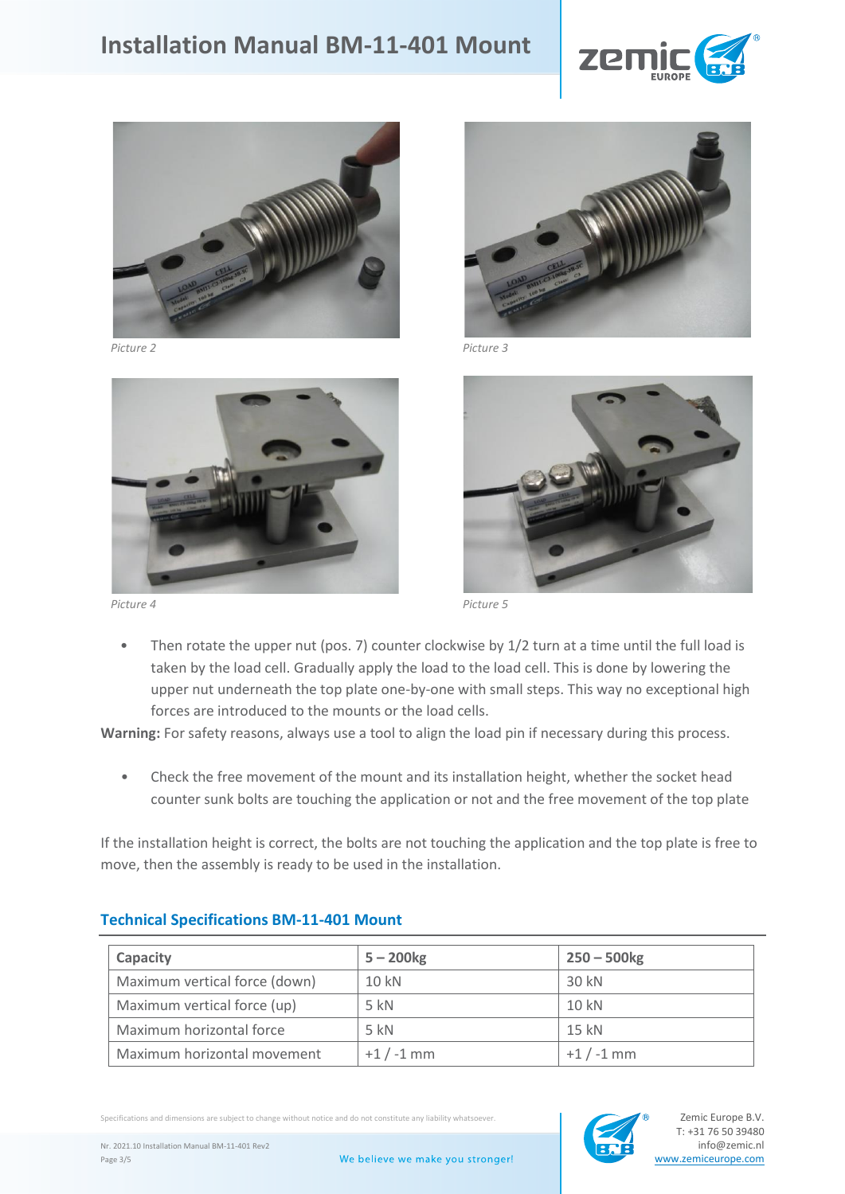Picture 2

Picture 3

Picture 4

Picture 5

- Then rotate the upper nut (pos. 7) counter clockwise by 1/2 turn at a time until the full load is taken by the load cell. Gradually apply the load to the load cell. This is done by lowering the upper nut underneath the top plate one-by-one with small steps. This way no exceptional high forces are introduced to the mounts or the load cells.

**Warning:** For safety reasons, always use a tool to align the load pin if necessary during this process.

- Check the free movement of the mount and its installation height, whether the socket head counter sunk bolts are touching the application or not and the free movement of the top plate

If the installation height is correct, the bolts are not touching the application and the top plate is free to move, then the assembly is ready to be used in the installation.

## Technical Specifications BM-11-401 Mount

| Capacity | 5 – 200kg | 250 – 500kg |
|---|---|---|
| Maximum vertical force (down) | 10 kN | 30 kN |
| Maximum vertical force (up) | 5 kN | 10 kN |
| Maximum horizontal force | 5 kN | 15 kN |
| Maximum horizontal movement | +1 / -1 mm | +1 / -1 mm |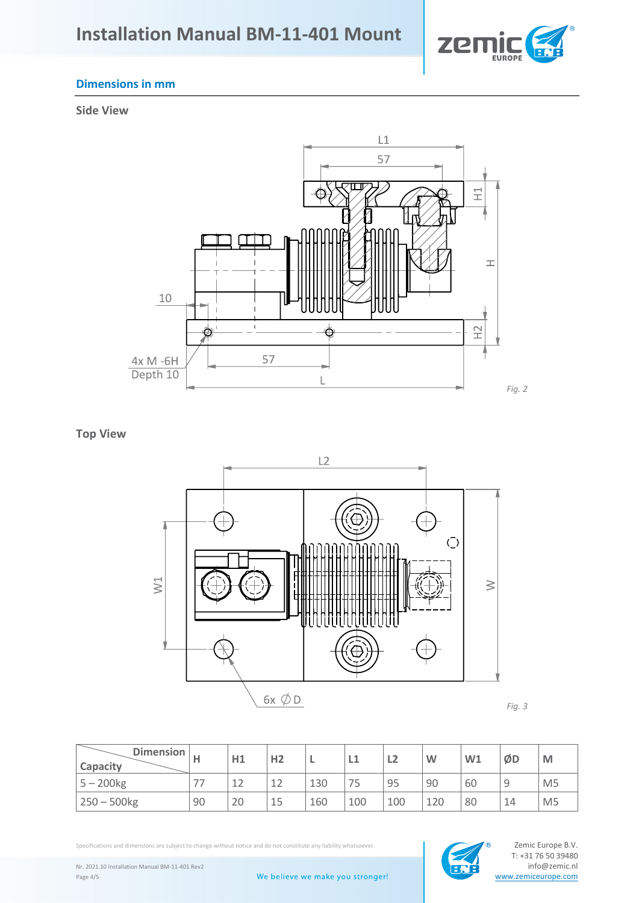## Dimensions in mm

### Side View

*Fig. 2*

### Top View

*Fig. 3*

| Dimension / Capacity | H | H1 | H2 | L | L1 | L2 | W | W1 | ØD | M |
|---|---|---|---|---|---|---|---|---|---|---|
| 5 – 200kg | 77 | 12 | 12 | 130 | 75 | 95 | 90 | 60 | 9 | M5 |
| 250 – 500kg | 90 | 20 | 15 | 160 | 100 | 100 | 120 | 80 | 14 | M5 |

Specifications and dimensions are subject to change without notice and do not constitute any liability whatsoever.

Nr. 2021.10 Installation Manual BM-11-401 Rev2

We believe we make you stronger!

Zemic Europe B.V.
T: +31 76 50 39480
info@zemic.nl
www.zemiceurope.com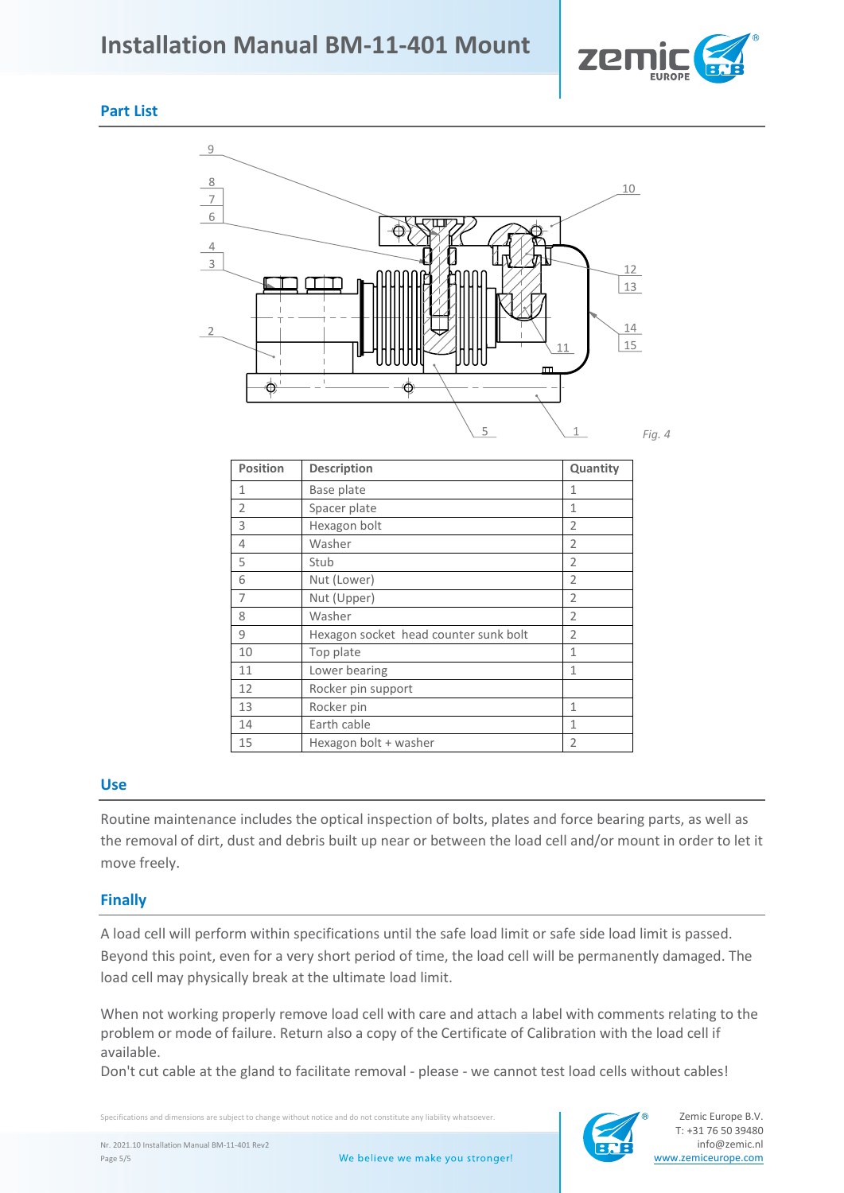## Part List

Fig. 4

| Position | Description | Quantity |
|---|---|---|
| 1 | Base plate | 1 |
| 2 | Spacer plate | 1 |
| 3 | Hexagon bolt | 2 |
| 4 | Washer | 2 |
| 5 | Stub | 2 |
| 6 | Nut (Lower) | 2 |
| 7 | Nut (Upper) | 2 |
| 8 | Washer | 2 |
| 9 | Hexagon socket head counter sunk bolt | 2 |
| 10 | Top plate | 1 |
| 11 | Lower bearing | 1 |
| 12 | Rocker pin support | |
| 13 | Rocker pin | 1 |
| 14 | Earth cable | 1 |
| 15 | Hexagon bolt + washer | 2 |

## Use

Routine maintenance includes the optical inspection of bolts, plates and force bearing parts, as well as the removal of dirt, dust and debris built up near or between the load cell and/or mount in order to let it move freely.

## Finally

A load cell will perform within specifications until the safe load limit or safe side load limit is passed. Beyond this point, even for a very short period of time, the load cell will be permanently damaged. The load cell may physically break at the ultimate load limit.

When not working properly remove load cell with care and attach a label with comments relating to the problem or mode of failure. Return also a copy of the Certificate of Calibration with the load cell if available.
Don't cut cable at the gland to facilitate removal - please - we cannot test load cells without cables!